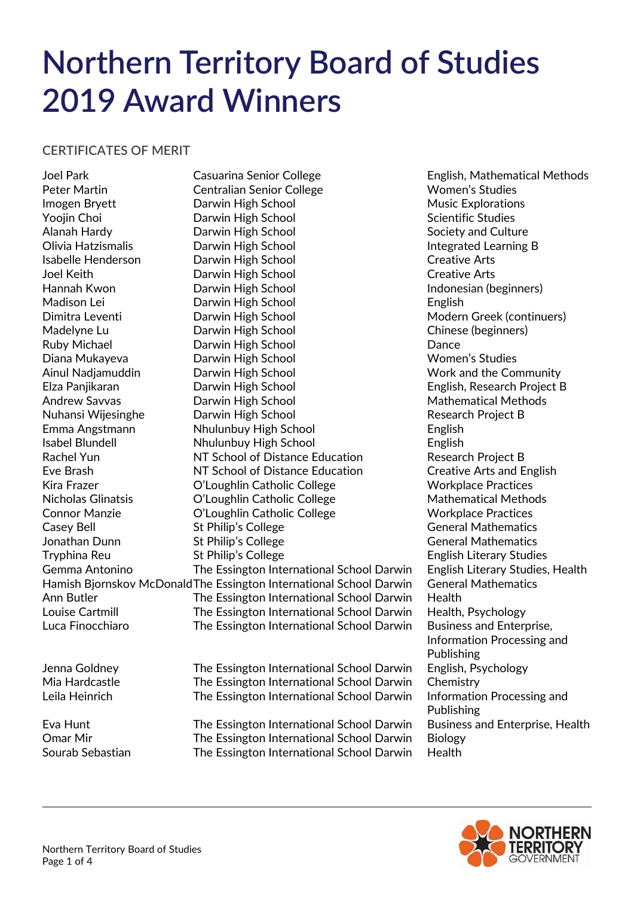# Northern Territory Board of Studies 2019 Award Winners

## CERTIFICATES OF MERIT

| Name | School | Subject(s) |
|---|---|---|
| Joel Park | Casuarina Senior College | English, Mathematical Methods |
| Peter Martin | Centralian Senior College | Women's Studies |
| Imogen Bryett | Darwin High School | Music Explorations |
| Yoojin Choi | Darwin High School | Scientific Studies |
| Alanah Hardy | Darwin High School | Society and Culture |
| Olivia Hatzismalis | Darwin High School | Integrated Learning B |
| Isabelle Henderson | Darwin High School | Creative Arts |
| Joel Keith | Darwin High School | Creative Arts |
| Hannah Kwon | Darwin High School | Indonesian (beginners) |
| Madison Lei | Darwin High School | English |
| Dimitra Leventi | Darwin High School | Modern Greek (continuers) |
| Madelyne Lu | Darwin High School | Chinese (beginners) |
| Ruby Michael | Darwin High School | Dance |
| Diana Mukayeva | Darwin High School | Women's Studies |
| Ainul Nadjamuddin | Darwin High School | Work and the Community |
| Elza Panjikaran | Darwin High School | English, Research Project B |
| Andrew Savvas | Darwin High School | Mathematical Methods |
| Nuhansi Wijesinghe | Darwin High School | Research Project B |
| Emma Angstmann | Nhulunbuy High School | English |
| Isabel Blundell | Nhulunbuy High School | English |
| Rachel Yun | NT School of Distance Education | Research Project B |
| Eve Brash | NT School of Distance Education | Creative Arts and English |
| Kira Frazer | O'Loughlin Catholic College | Workplace Practices |
| Nicholas Glinatsis | O'Loughlin Catholic College | Mathematical Methods |
| Connor Manzie | O'Loughlin Catholic College | Workplace Practices |
| Casey Bell | St Philip's College | General Mathematics |
| Jonathan Dunn | St Philip's College | General Mathematics |
| Tryphina Reu | St Philip's College | English Literary Studies |
| Gemma Antonino | The Essington International School Darwin | English Literary Studies, Health |
| Hamish Bjornskov McDonald | The Essington International School Darwin | General Mathematics |
| Ann Butler | The Essington International School Darwin | Health |
| Louise Cartmill | The Essington International School Darwin | Health, Psychology |
| Luca Finocchiaro | The Essington International School Darwin | Business and Enterprise, Information Processing and Publishing |
| Jenna Goldney | The Essington International School Darwin | English, Psychology |
| Mia Hardcastle | The Essington International School Darwin | Chemistry |
| Leila Heinrich | The Essington International School Darwin | Information Processing and Publishing |
| Eva Hunt | The Essington International School Darwin | Business and Enterprise, Health |
| Omar Mir | The Essington International School Darwin | Biology |
| Sourab Sebastian | The Essington International School Darwin | Health |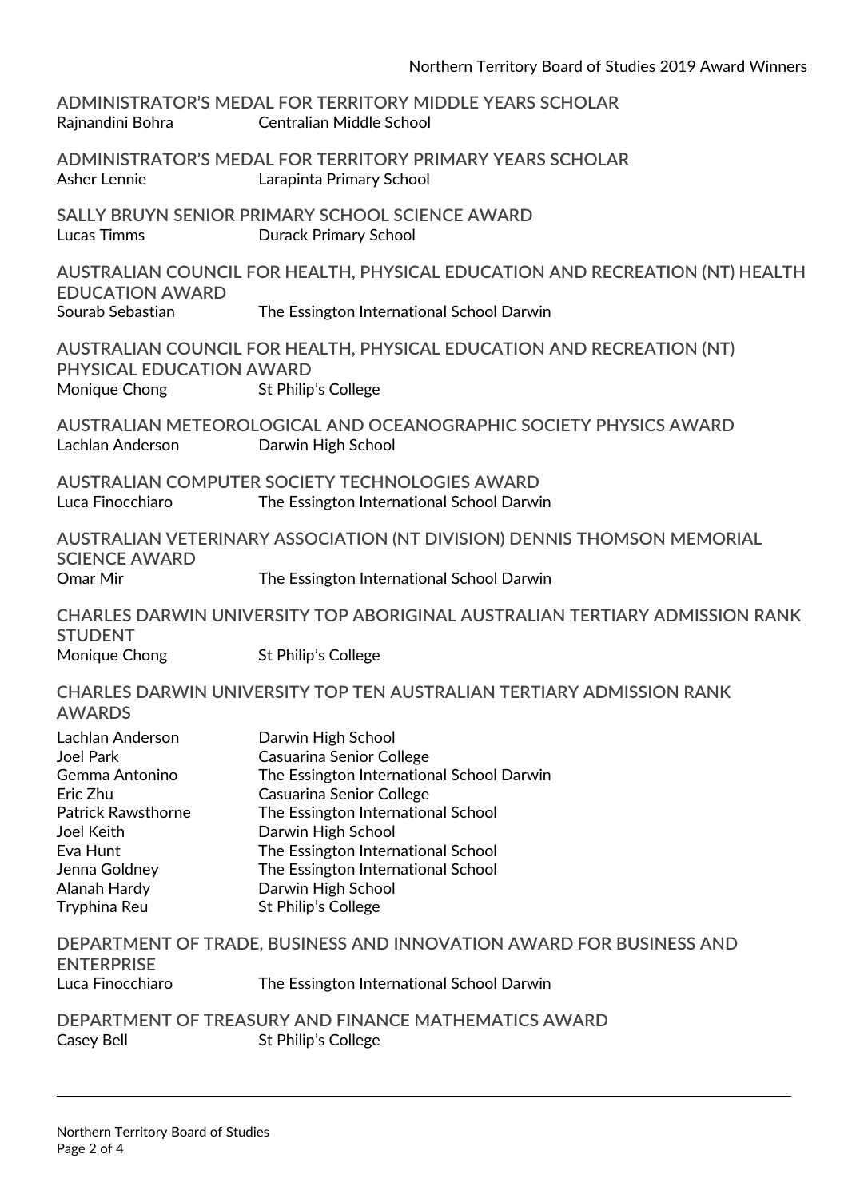## ADMINISTRATOR'S MEDAL FOR TERRITORY MIDDLE YEARS SCHOLAR

Rajnandini Bohra — Centralian Middle School

## ADMINISTRATOR'S MEDAL FOR TERRITORY PRIMARY YEARS SCHOLAR

Asher Lennie — Larapinta Primary School

## SALLY BRUYN SENIOR PRIMARY SCHOOL SCIENCE AWARD

Lucas Timms — Durack Primary School

## AUSTRALIAN COUNCIL FOR HEALTH, PHYSICAL EDUCATION AND RECREATION (NT) HEALTH EDUCATION AWARD

Sourab Sebastian — The Essington International School Darwin

## AUSTRALIAN COUNCIL FOR HEALTH, PHYSICAL EDUCATION AND RECREATION (NT) PHYSICAL EDUCATION AWARD

Monique Chong — St Philip's College

## AUSTRALIAN METEOROLOGICAL AND OCEANOGRAPHIC SOCIETY PHYSICS AWARD

Lachlan Anderson — Darwin High School

## AUSTRALIAN COMPUTER SOCIETY TECHNOLOGIES AWARD

Luca Finocchiaro — The Essington International School Darwin

## AUSTRALIAN VETERINARY ASSOCIATION (NT DIVISION) DENNIS THOMSON MEMORIAL SCIENCE AWARD

Omar Mir — The Essington International School Darwin

## CHARLES DARWIN UNIVERSITY TOP ABORIGINAL AUSTRALIAN TERTIARY ADMISSION RANK STUDENT

Monique Chong — St Philip's College

## CHARLES DARWIN UNIVERSITY TOP TEN AUSTRALIAN TERTIARY ADMISSION RANK AWARDS

| Name | School |
| --- | --- |
| Lachlan Anderson | Darwin High School |
| Joel Park | Casuarina Senior College |
| Gemma Antonino | The Essington International School Darwin |
| Eric Zhu | Casuarina Senior College |
| Patrick Rawsthorne | The Essington International School |
| Joel Keith | Darwin High School |
| Eva Hunt | The Essington International School |
| Jenna Goldney | The Essington International School |
| Alanah Hardy | Darwin High School |
| Tryphina Reu | St Philip's College |

## DEPARTMENT OF TRADE, BUSINESS AND INNOVATION AWARD FOR BUSINESS AND ENTERPRISE

Luca Finocchiaro — The Essington International School Darwin

## DEPARTMENT OF TREASURY AND FINANCE MATHEMATICS AWARD

Casey Bell — St Philip's College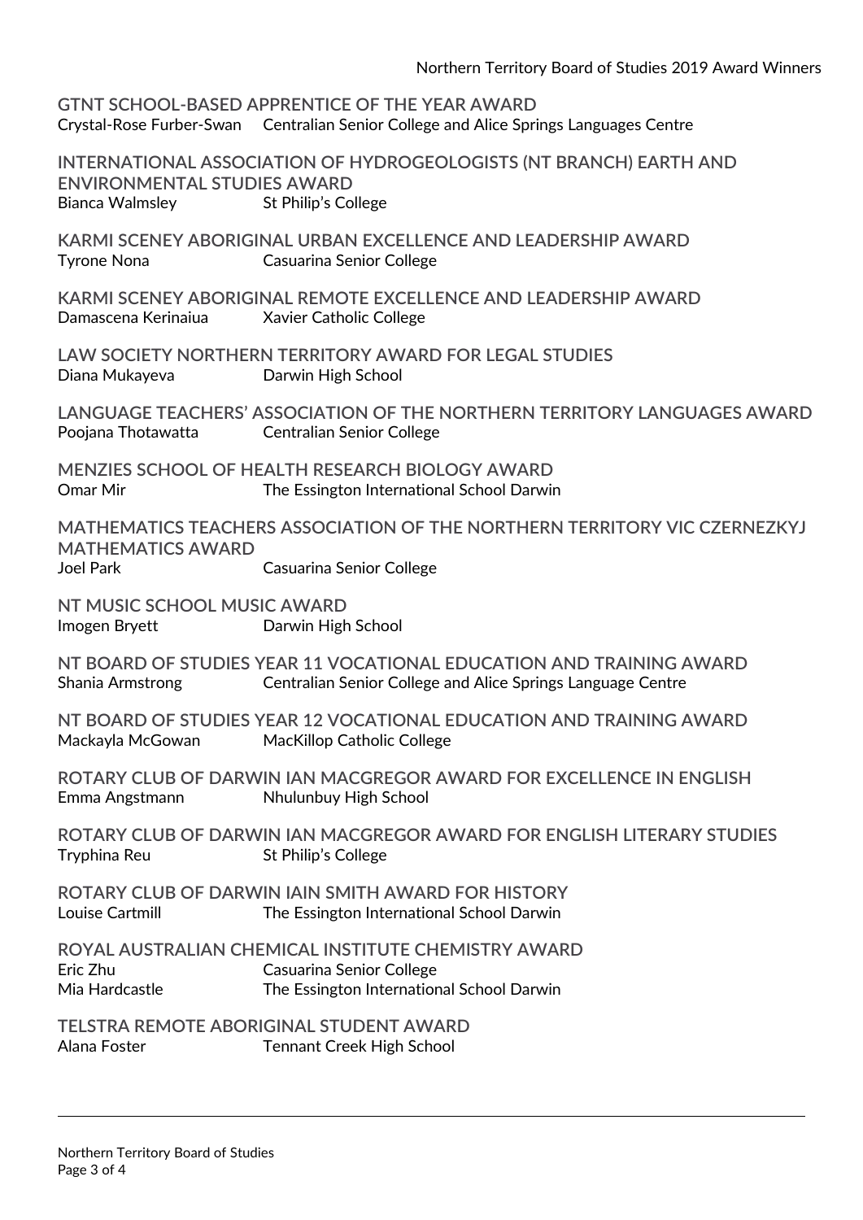### GTNT SCHOOL-BASED APPRENTICE OF THE YEAR AWARD

Crystal-Rose Furber-Swan Centralian Senior College and Alice Springs Languages Centre

### INTERNATIONAL ASSOCIATION OF HYDROGEOLOGISTS (NT BRANCH) EARTH AND ENVIRONMENTAL STUDIES AWARD

Bianca Walmsley St Philip's College

### KARMI SCENEY ABORIGINAL URBAN EXCELLENCE AND LEADERSHIP AWARD

Tyrone Nona Casuarina Senior College

### KARMI SCENEY ABORIGINAL REMOTE EXCELLENCE AND LEADERSHIP AWARD

Damascena Kerinaiua Xavier Catholic College

### LAW SOCIETY NORTHERN TERRITORY AWARD FOR LEGAL STUDIES

Diana Mukayeva Darwin High School

### LANGUAGE TEACHERS' ASSOCIATION OF THE NORTHERN TERRITORY LANGUAGES AWARD

Poojana Thotawatta Centralian Senior College

### MENZIES SCHOOL OF HEALTH RESEARCH BIOLOGY AWARD

Omar Mir The Essington International School Darwin

### MATHEMATICS TEACHERS ASSOCIATION OF THE NORTHERN TERRITORY VIC CZERNEZKYJ MATHEMATICS AWARD

Joel Park Casuarina Senior College

### NT MUSIC SCHOOL MUSIC AWARD

Imogen Bryett Darwin High School

### NT BOARD OF STUDIES YEAR 11 VOCATIONAL EDUCATION AND TRAINING AWARD

Shania Armstrong Centralian Senior College and Alice Springs Language Centre

### NT BOARD OF STUDIES YEAR 12 VOCATIONAL EDUCATION AND TRAINING AWARD

Mackayla McGowan MacKillop Catholic College

### ROTARY CLUB OF DARWIN IAN MACGREGOR AWARD FOR EXCELLENCE IN ENGLISH

Emma Angstmann Nhulunbuy High School

### ROTARY CLUB OF DARWIN IAN MACGREGOR AWARD FOR ENGLISH LITERARY STUDIES

Tryphina Reu St Philip's College

### ROTARY CLUB OF DARWIN IAIN SMITH AWARD FOR HISTORY

Louise Cartmill The Essington International School Darwin

### ROYAL AUSTRALIAN CHEMICAL INSTITUTE CHEMISTRY AWARD

Eric Zhu Casuarina Senior College

Mia Hardcastle The Essington International School Darwin

### TELSTRA REMOTE ABORIGINAL STUDENT AWARD

Alana Foster Tennant Creek High School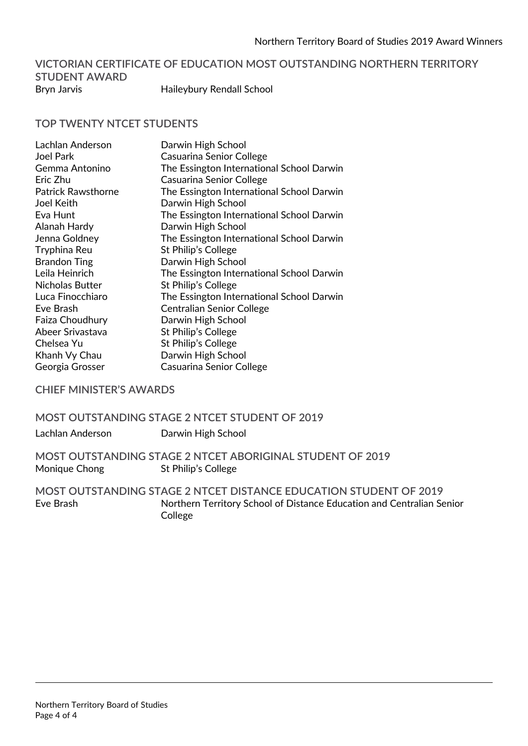## VICTORIAN CERTIFICATE OF EDUCATION MOST OUTSTANDING NORTHERN TERRITORY STUDENT AWARD

| | |
|---|---|
| Bryn Jarvis | Haileybury Rendall School |

## TOP TWENTY NTCET STUDENTS

| | |
|---|---|
| Lachlan Anderson | Darwin High School |
| Joel Park | Casuarina Senior College |
| Gemma Antonino | The Essington International School Darwin |
| Eric Zhu | Casuarina Senior College |
| Patrick Rawsthorne | The Essington International School Darwin |
| Joel Keith | Darwin High School |
| Eva Hunt | The Essington International School Darwin |
| Alanah Hardy | Darwin High School |
| Jenna Goldney | The Essington International School Darwin |
| Tryphina Reu | St Philip's College |
| Brandon Ting | Darwin High School |
| Leila Heinrich | The Essington International School Darwin |
| Nicholas Butter | St Philip's College |
| Luca Finocchiaro | The Essington International School Darwin |
| Eve Brash | Centralian Senior College |
| Faiza Choudhury | Darwin High School |
| Abeer Srivastava | St Philip's College |
| Chelsea Yu | St Philip's College |
| Khanh Vy Chau | Darwin High School |
| Georgia Grosser | Casuarina Senior College |

## CHIEF MINISTER'S AWARDS

### MOST OUTSTANDING STAGE 2 NTCET STUDENT OF 2019

| | |
|---|---|
| Lachlan Anderson | Darwin High School |

### MOST OUTSTANDING STAGE 2 NTCET ABORIGINAL STUDENT OF 2019

| | |
|---|---|
| Monique Chong | St Philip's College |

### MOST OUTSTANDING STAGE 2 NTCET DISTANCE EDUCATION STUDENT OF 2019

| | |
|---|---|
| Eve Brash | Northern Territory School of Distance Education and Centralian Senior College |